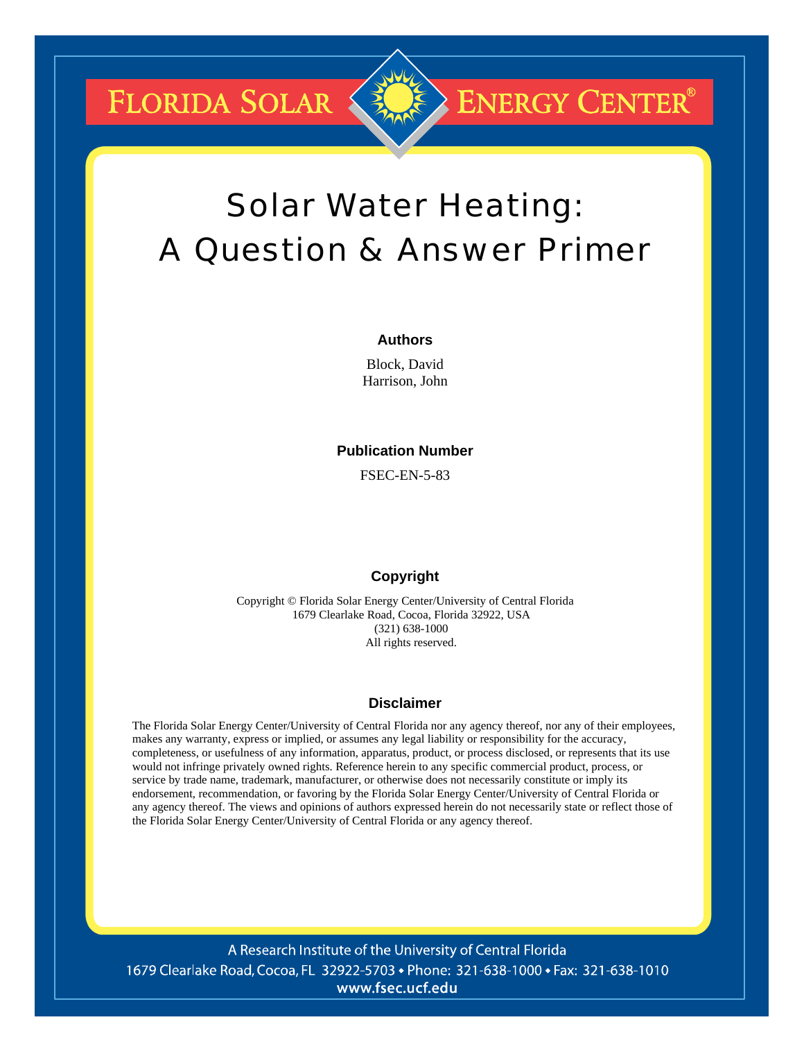FLORIDA SOLAR ENERGY CENTER®

# Solar Water Heating: A Question & Answer Primer

### Authors

Block, David
Harrison, John

### Publication Number

FSEC-EN-5-83

### Copyright

Copyright © Florida Solar Energy Center/University of Central Florida
1679 Clearlake Road, Cocoa, Florida 32922, USA
(321) 638-1000
All rights reserved.

### Disclaimer

The Florida Solar Energy Center/University of Central Florida nor any agency thereof, nor any of their employees, makes any warranty, express or implied, or assumes any legal liability or responsibility for the accuracy, completeness, or usefulness of any information, apparatus, product, or process disclosed, or represents that its use would not infringe privately owned rights. Reference herein to any specific commercial product, process, or service by trade name, trademark, manufacturer, or otherwise does not necessarily constitute or imply its endorsement, recommendation, or favoring by the Florida Solar Energy Center/University of Central Florida or any agency thereof. The views and opinions of authors expressed herein do not necessarily state or reflect those of the Florida Solar Energy Center/University of Central Florida or any agency thereof.

A Research Institute of the University of Central Florida
1679 Clearlake Road, Cocoa, FL 32922-5703 • Phone: 321-638-1000 • Fax: 321-638-1010
www.fsec.ucf.edu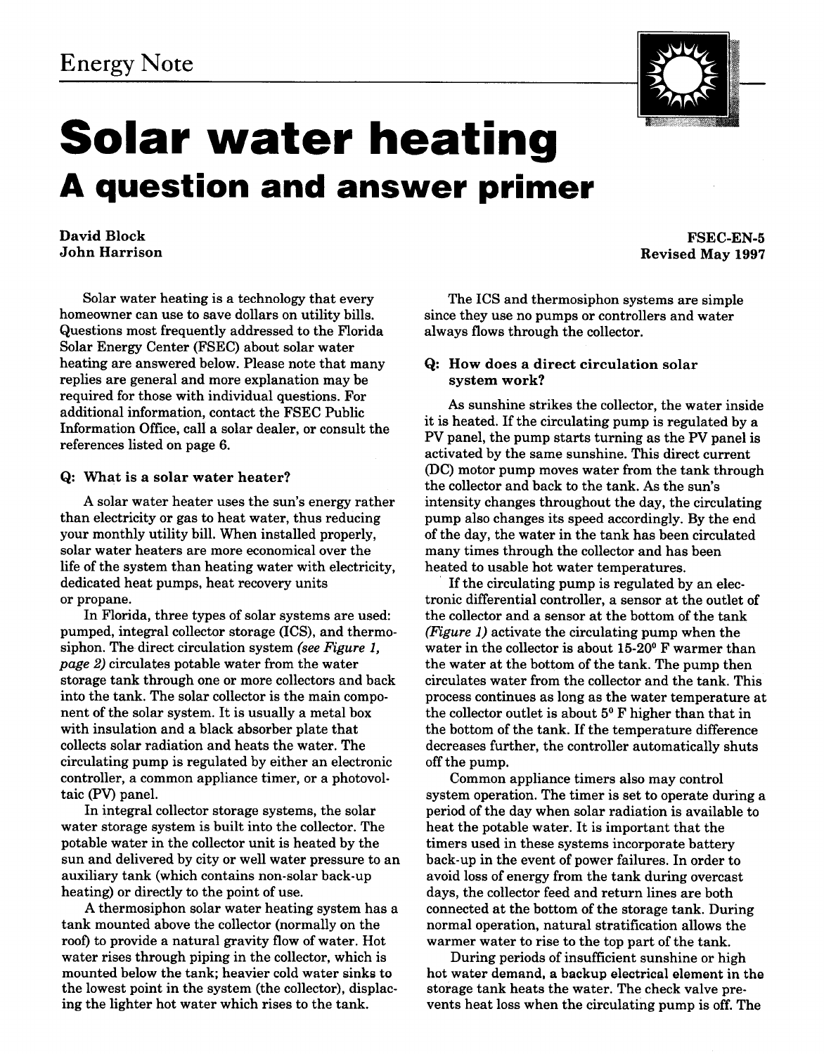Energy Note

# Solar water heating

## A question and answer primer

**David Block**
**John Harrison**

**FSEC-EN-5**
**Revised May 1997**

Solar water heating is a technology that every homeowner can use to save dollars on utility bills. Questions most frequently addressed to the Florida Solar Energy Center (FSEC) about solar water heating are answered below. Please note that many replies are general and more explanation may be required for those with individual questions. For additional information, contact the FSEC Public Information Office, call a solar dealer, or consult the references listed on page 6.

### Q: What is a solar water heater?

A solar water heater uses the sun's energy rather than electricity or gas to heat water, thus reducing your monthly utility bill. When installed properly, solar water heaters are more economical over the life of the system than heating water with electricity, dedicated heat pumps, heat recovery units or propane.

In Florida, three types of solar systems are used: pumped, integral collector storage (ICS), and thermosiphon. The direct circulation system *(see Figure 1, page 2)* circulates potable water from the water storage tank through one or more collectors and back into the tank. The solar collector is the main component of the solar system. It is usually a metal box with insulation and a black absorber plate that collects solar radiation and heats the water. The circulating pump is regulated by either an electronic controller, a common appliance timer, or a photovoltaic (PV) panel.

In integral collector storage systems, the solar water storage system is built into the collector. The potable water in the collector unit is heated by the sun and delivered by city or well water pressure to an auxiliary tank (which contains non-solar back-up heating) or directly to the point of use.

A thermosiphon solar water heating system has a tank mounted above the collector (normally on the roof) to provide a natural gravity flow of water. Hot water rises through piping in the collector, which is mounted below the tank; heavier cold water sinks to the lowest point in the system (the collector), displacing the lighter hot water which rises to the tank.

The ICS and thermosiphon systems are simple since they use no pumps or controllers and water always flows through the collector.

### Q: How does a direct circulation solar system work?

As sunshine strikes the collector, the water inside it is heated. If the circulating pump is regulated by a PV panel, the pump starts turning as the PV panel is activated by the same sunshine. This direct current (DC) motor pump moves water from the tank through the collector and back to the tank. As the sun's intensity changes throughout the day, the circulating pump also changes its speed accordingly. By the end of the day, the water in the tank has been circulated many times through the collector and has been heated to usable hot water temperatures.

If the circulating pump is regulated by an electronic differential controller, a sensor at the outlet of the collector and a sensor at the bottom of the tank *(Figure 1)* activate the circulating pump when the water in the collector is about 15-20° F warmer than the water at the bottom of the tank. The pump then circulates water from the collector and the tank. This process continues as long as the water temperature at the collector outlet is about 5° F higher than that in the bottom of the tank. If the temperature difference decreases further, the controller automatically shuts off the pump.

Common appliance timers also may control system operation. The timer is set to operate during a period of the day when solar radiation is available to heat the potable water. It is important that the timers used in these systems incorporate battery back-up in the event of power failures. In order to avoid loss of energy from the tank during overcast days, the collector feed and return lines are both connected at the bottom of the storage tank. During normal operation, natural stratification allows the warmer water to rise to the top part of the tank.

During periods of insufficient sunshine or high hot water demand, a backup electrical element in the storage tank heats the water. The check valve prevents heat loss when the circulating pump is off. The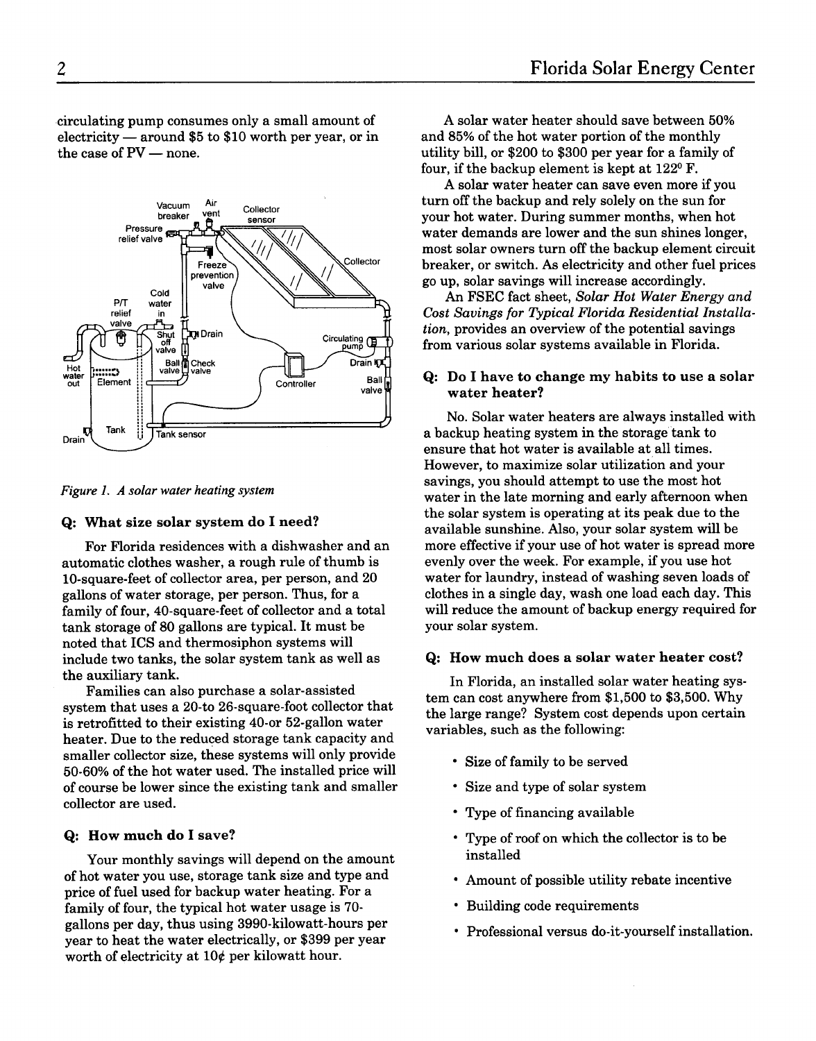circulating pump consumes only a small amount of electricity — around \$5 to \$10 worth per year, or in the case of PV — none.

*Figure 1. A solar water heating system*

### Q: What size solar system do I need?

For Florida residences with a dishwasher and an automatic clothes washer, a rough rule of thumb is 10-square-feet of collector area, per person, and 20 gallons of water storage, per person. Thus, for a family of four, 40-square-feet of collector and a total tank storage of 80 gallons are typical. It must be noted that ICS and thermosiphon systems will include two tanks, the solar system tank as well as the auxiliary tank.

Families can also purchase a solar-assisted system that uses a 20-to 26-square-foot collector that is retrofitted to their existing 40-or 52-gallon water heater. Due to the reduced storage tank capacity and smaller collector size, these systems will only provide 50-60% of the hot water used. The installed price will of course be lower since the existing tank and smaller collector are used.

### Q: How much do I save?

Your monthly savings will depend on the amount of hot water you use, storage tank size and type and price of fuel used for backup water heating. For a family of four, the typical hot water usage is 70-gallons per day, thus using 3990-kilowatt-hours per year to heat the water electrically, or \$399 per year worth of electricity at 10¢ per kilowatt hour.

A solar water heater should save between 50% and 85% of the hot water portion of the monthly utility bill, or \$200 to \$300 per year for a family of four, if the backup element is kept at 122° F.

A solar water heater can save even more if you turn off the backup and rely solely on the sun for your hot water. During summer months, when hot water demands are lower and the sun shines longer, most solar owners turn off the backup element circuit breaker, or switch. As electricity and other fuel prices go up, solar savings will increase accordingly.

An FSEC fact sheet, *Solar Hot Water Energy and Cost Savings for Typical Florida Residential Installation*, provides an overview of the potential savings from various solar systems available in Florida.

### Q: Do I have to change my habits to use a solar water heater?

No. Solar water heaters are always installed with a backup heating system in the storage tank to ensure that hot water is available at all times. However, to maximize solar utilization and your savings, you should attempt to use the most hot water in the late morning and early afternoon when the solar system is operating at its peak due to the available sunshine. Also, your solar system will be more effective if your use of hot water is spread more evenly over the week. For example, if you use hot water for laundry, instead of washing seven loads of clothes in a single day, wash one load each day. This will reduce the amount of backup energy required for your solar system.

### Q: How much does a solar water heater cost?

In Florida, an installed solar water heating system can cost anywhere from \$1,500 to \$3,500. Why the large range? System cost depends upon certain variables, such as the following:

- Size of family to be served
- Size and type of solar system
- Type of financing available
- Type of roof on which the collector is to be installed
- Amount of possible utility rebate incentive
- Building code requirements
- Professional versus do-it-yourself installation.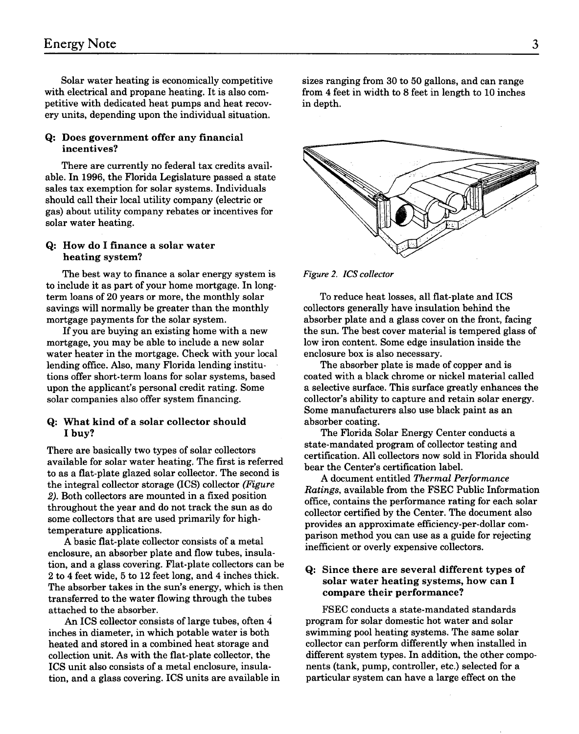Solar water heating is economically competitive with electrical and propane heating. It is also competitive with dedicated heat pumps and heat recovery units, depending upon the individual situation.

### Q: Does government offer any financial incentives?

There are currently no federal tax credits available. In 1996, the Florida Legislature passed a state sales tax exemption for solar systems. Individuals should call their local utility company (electric or gas) about utility company rebates or incentives for solar water heating.

### Q: How do I finance a solar water heating system?

The best way to finance a solar energy system is to include it as part of your home mortgage. In long-term loans of 20 years or more, the monthly solar savings will normally be greater than the monthly mortgage payments for the solar system.

If you are buying an existing home with a new mortgage, you may be able to include a new solar water heater in the mortgage. Check with your local lending office. Also, many Florida lending institutions offer short-term loans for solar systems, based upon the applicant's personal credit rating. Some solar companies also offer system financing.

### Q: What kind of a solar collector should I buy?

There are basically two types of solar collectors available for solar water heating. The first is referred to as a flat-plate glazed solar collector. The second is the integral collector storage (ICS) collector *(Figure 2)*. Both collectors are mounted in a fixed position throughout the year and do not track the sun as do some collectors that are used primarily for high-temperature applications.

A basic flat-plate collector consists of a metal enclosure, an absorber plate and flow tubes, insulation, and a glass covering. Flat-plate collectors can be 2 to 4 feet wide, 5 to 12 feet long, and 4 inches thick. The absorber takes in the sun's energy, which is then transferred to the water flowing through the tubes attached to the absorber.

An ICS collector consists of large tubes, often 4 inches in diameter, in which potable water is both heated and stored in a combined heat storage and collection unit. As with the flat-plate collector, the ICS unit also consists of a metal enclosure, insulation, and a glass covering. ICS units are available in sizes ranging from 30 to 50 gallons, and can range from 4 feet in width to 8 feet in length to 10 inches in depth.

*Figure 2. ICS collector*

To reduce heat losses, all flat-plate and ICS collectors generally have insulation behind the absorber plate and a glass cover on the front, facing the sun. The best cover material is tempered glass of low iron content. Some edge insulation inside the enclosure box is also necessary.

The absorber plate is made of copper and is coated with a black chrome or nickel material called a selective surface. This surface greatly enhances the collector's ability to capture and retain solar energy. Some manufacturers also use black paint as an absorber coating.

The Florida Solar Energy Center conducts a state-mandated program of collector testing and certification. All collectors now sold in Florida should bear the Center's certification label.

A document entitled *Thermal Performance Ratings*, available from the FSEC Public Information office, contains the performance rating for each solar collector certified by the Center. The document also provides an approximate efficiency-per-dollar comparison method you can use as a guide for rejecting inefficient or overly expensive collectors.

### Q: Since there are several different types of solar water heating systems, how can I compare their performance?

FSEC conducts a state-mandated standards program for solar domestic hot water and solar swimming pool heating systems. The same solar collector can perform differently when installed in different system types. In addition, the other components (tank, pump, controller, etc.) selected for a particular system can have a large effect on the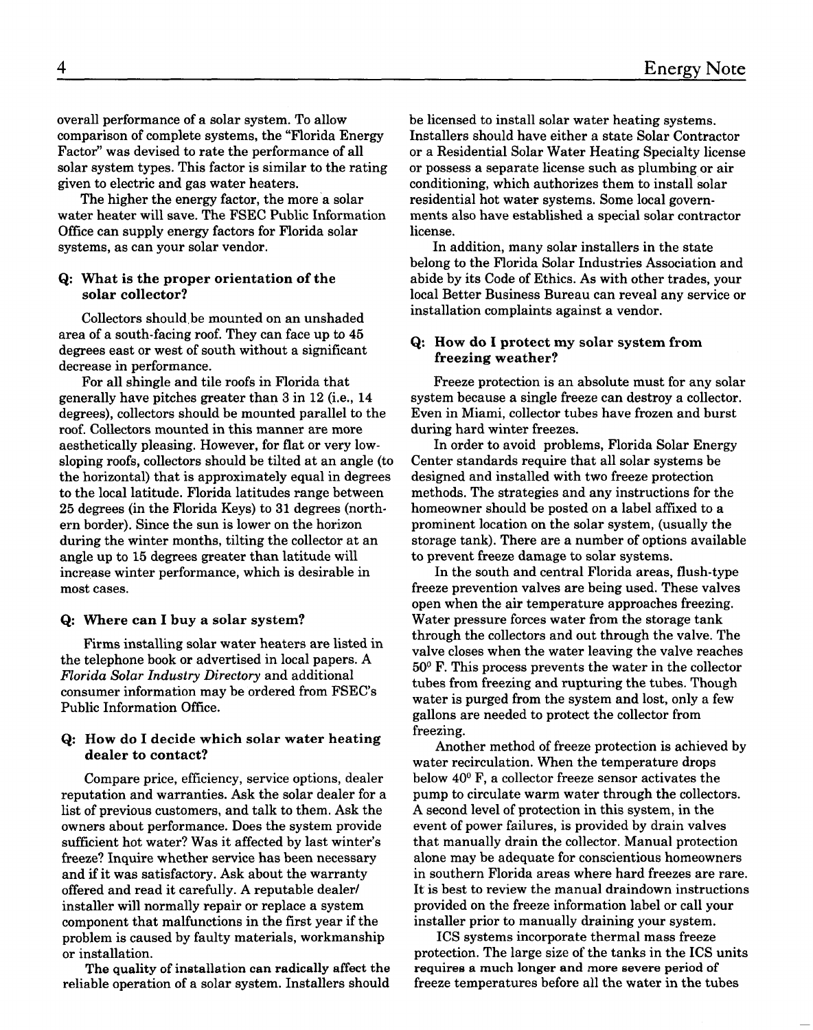overall performance of a solar system. To allow comparison of complete systems, the "Florida Energy Factor" was devised to rate the performance of all solar system types. This factor is similar to the rating given to electric and gas water heaters.

The higher the energy factor, the more a solar water heater will save. The FSEC Public Information Office can supply energy factors for Florida solar systems, as can your solar vendor.

### Q: What is the proper orientation of the solar collector?

Collectors should be mounted on an unshaded area of a south-facing roof. They can face up to 45 degrees east or west of south without a significant decrease in performance.

For all shingle and tile roofs in Florida that generally have pitches greater than 3 in 12 (i.e., 14 degrees), collectors should be mounted parallel to the roof. Collectors mounted in this manner are more aesthetically pleasing. However, for flat or very low-sloping roofs, collectors should be tilted at an angle (to the horizontal) that is approximately equal in degrees to the local latitude. Florida latitudes range between 25 degrees (in the Florida Keys) to 31 degrees (northern border). Since the sun is lower on the horizon during the winter months, tilting the collector at an angle up to 15 degrees greater than latitude will increase winter performance, which is desirable in most cases.

### Q: Where can I buy a solar system?

Firms installing solar water heaters are listed in the telephone book or advertised in local papers. A *Florida Solar Industry Directory* and additional consumer information may be ordered from FSEC's Public Information Office.

### Q: How do I decide which solar water heating dealer to contact?

Compare price, efficiency, service options, dealer reputation and warranties. Ask the solar dealer for a list of previous customers, and talk to them. Ask the owners about performance. Does the system provide sufficient hot water? Was it affected by last winter's freeze? Inquire whether service has been necessary and if it was satisfactory. Ask about the warranty offered and read it carefully. A reputable dealer/installer will normally repair or replace a system component that malfunctions in the first year if the problem is caused by faulty materials, workmanship or installation.

**The quality of installation can radically affect the reliable operation of a solar system.** Installers should be licensed to install solar water heating systems. Installers should have either a state Solar Contractor or a Residential Solar Water Heating Specialty license or possess a separate license such as plumbing or air conditioning, which authorizes them to install solar residential hot water systems. Some local governments also have established a special solar contractor license.

In addition, many solar installers in the state belong to the Florida Solar Industries Association and abide by its Code of Ethics. As with other trades, your local Better Business Bureau can reveal any service or installation complaints against a vendor.

### Q: How do I protect my solar system from freezing weather?

Freeze protection is an absolute must for any solar system because a single freeze can destroy a collector. Even in Miami, collector tubes have frozen and burst during hard winter freezes.

In order to avoid problems, Florida Solar Energy Center standards require that all solar systems be designed and installed with two freeze protection methods. The strategies and any instructions for the homeowner should be posted on a label affixed to a prominent location on the solar system, (usually the storage tank). There are a number of options available to prevent freeze damage to solar systems.

In the south and central Florida areas, flush-type freeze prevention valves are being used. These valves open when the air temperature approaches freezing. Water pressure forces water from the storage tank through the collectors and out through the valve. The valve closes when the water leaving the valve reaches 50° F. This process prevents the water in the collector tubes from freezing and rupturing the tubes. Though water is purged from the system and lost, only a few gallons are needed to protect the collector from freezing.

Another method of freeze protection is achieved by water recirculation. When the temperature drops below 40° F, a collector freeze sensor activates the pump to circulate warm water through the collectors. A second level of protection in this system, in the event of power failures, is provided by drain valves that manually drain the collector. Manual protection alone may be adequate for conscientious homeowners in southern Florida areas where hard freezes are rare. It is best to review the manual draindown instructions provided on the freeze information label or call your installer prior to manually draining your system.

ICS systems incorporate thermal mass freeze protection. The large size of the tanks in the ICS units requires a much longer and more severe period of freeze temperatures before all the water in the tubes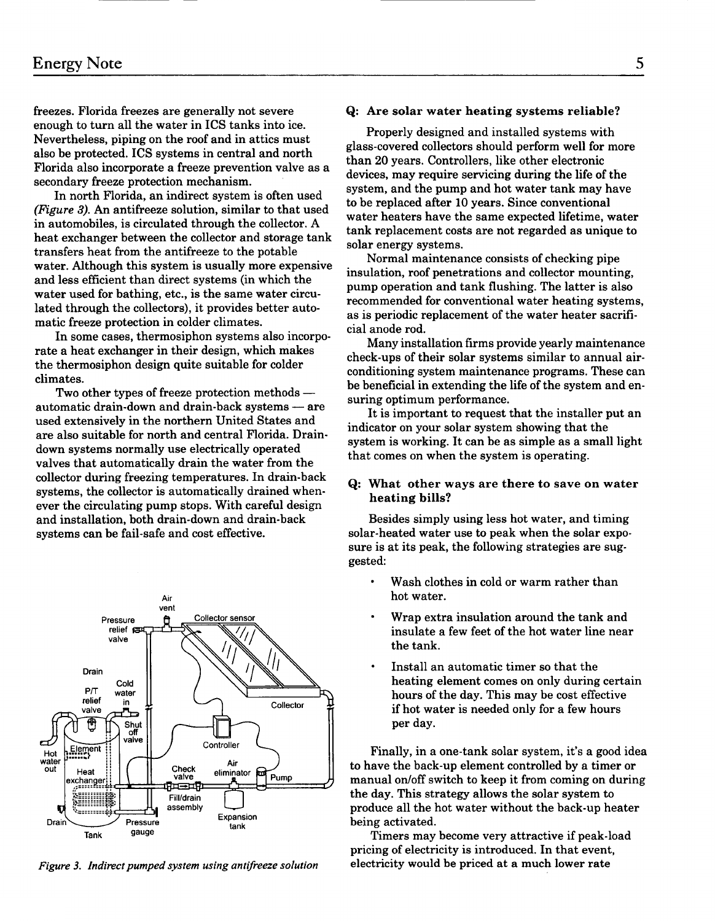freezes. Florida freezes are generally not severe enough to turn all the water in ICS tanks into ice. Nevertheless, piping on the roof and in attics must also be protected. ICS systems in central and north Florida also incorporate a freeze prevention valve as a secondary freeze protection mechanism.

In north Florida, an indirect system is often used *(Figure 3)*. An antifreeze solution, similar to that used in automobiles, is circulated through the collector. A heat exchanger between the collector and storage tank transfers heat from the antifreeze to the potable water. Although this system is usually more expensive and less efficient than direct systems (in which the water used for bathing, etc., is the same water circulated through the collectors), it provides better automatic freeze protection in colder climates.

In some cases, thermosiphon systems also incorporate a heat exchanger in their design, which makes the thermosiphon design quite suitable for colder climates.

Two other types of freeze protection methods — automatic drain-down and drain-back systems — are used extensively in the northern United States and are also suitable for north and central Florida. Drain-down systems normally use electrically operated valves that automatically drain the water from the collector during freezing temperatures. In drain-back systems, the collector is automatically drained whenever the circulating pump stops. With careful design and installation, both drain-down and drain-back systems can be fail-safe and cost effective.

*Figure 3. Indirect pumped system using antifreeze solution*

**Q: Are solar water heating systems reliable?**

Properly designed and installed systems with glass-covered collectors should perform well for more than 20 years. Controllers, like other electronic devices, may require servicing during the life of the system, and the pump and hot water tank may have to be replaced after 10 years. Since conventional water heaters have the same expected lifetime, water tank replacement costs are not regarded as unique to solar energy systems.

Normal maintenance consists of checking pipe insulation, roof penetrations and collector mounting, pump operation and tank flushing. The latter is also recommended for conventional water heating systems, as is periodic replacement of the water heater sacrificial anode rod.

Many installation firms provide yearly maintenance check-ups of their solar systems similar to annual air-conditioning system maintenance programs. These can be beneficial in extending the life of the system and ensuring optimum performance.

It is important to request that the installer put an indicator on your solar system showing that the system is working. It can be as simple as a small light that comes on when the system is operating.

**Q: What other ways are there to save on water heating bills?**

Besides simply using less hot water, and timing solar-heated water use to peak when the solar exposure is at its peak, the following strategies are suggested:

- Wash clothes in cold or warm rather than hot water.
- Wrap extra insulation around the tank and insulate a few feet of the hot water line near the tank.
- Install an automatic timer so that the heating element comes on only during certain hours of the day. This may be cost effective if hot water is needed only for a few hours per day.

Finally, in a one-tank solar system, it's a good idea to have the back-up element controlled by a timer or manual on/off switch to keep it from coming on during the day. This strategy allows the solar system to produce all the hot water without the back-up heater being activated.

Timers may become very attractive if peak-load pricing of electricity is introduced. In that event, electricity would be priced at a much lower rate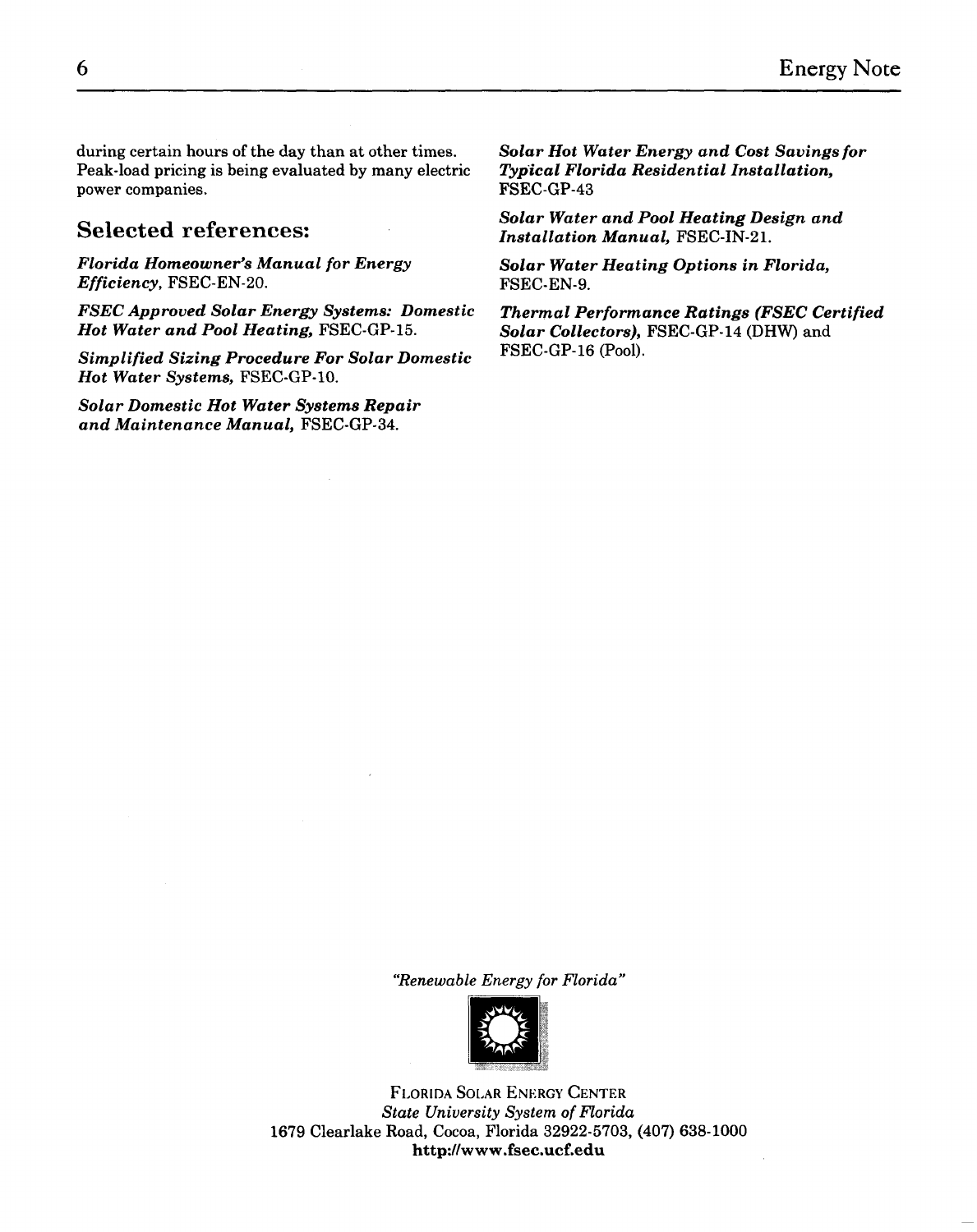during certain hours of the day than at other times. Peak-load pricing is being evaluated by many electric power companies.

## Selected references:

***Florida Homeowner's Manual for Energy Efficiency***, FSEC-EN-20.

***FSEC Approved Solar Energy Systems: Domestic Hot Water and Pool Heating***, FSEC-GP-15.

***Simplified Sizing Procedure For Solar Domestic Hot Water Systems***, FSEC-GP-10.

***Solar Domestic Hot Water Systems Repair and Maintenance Manual***, FSEC-GP-34.

***Solar Hot Water Energy and Cost Savings for Typical Florida Residential Installation***, FSEC-GP-43

***Solar Water and Pool Heating Design and Installation Manual***, FSEC-IN-21.

***Solar Water Heating Options in Florida***, FSEC-EN-9.

***Thermal Performance Ratings (FSEC Certified Solar Collectors)***, FSEC-GP-14 (DHW) and FSEC-GP-16 (Pool).

*"Renewable Energy for Florida"*

FLORIDA SOLAR ENERGY CENTER
*State University System of Florida*
1679 Clearlake Road, Cocoa, Florida 32922-5703, (407) 638-1000
**http://www.fsec.ucf.edu**